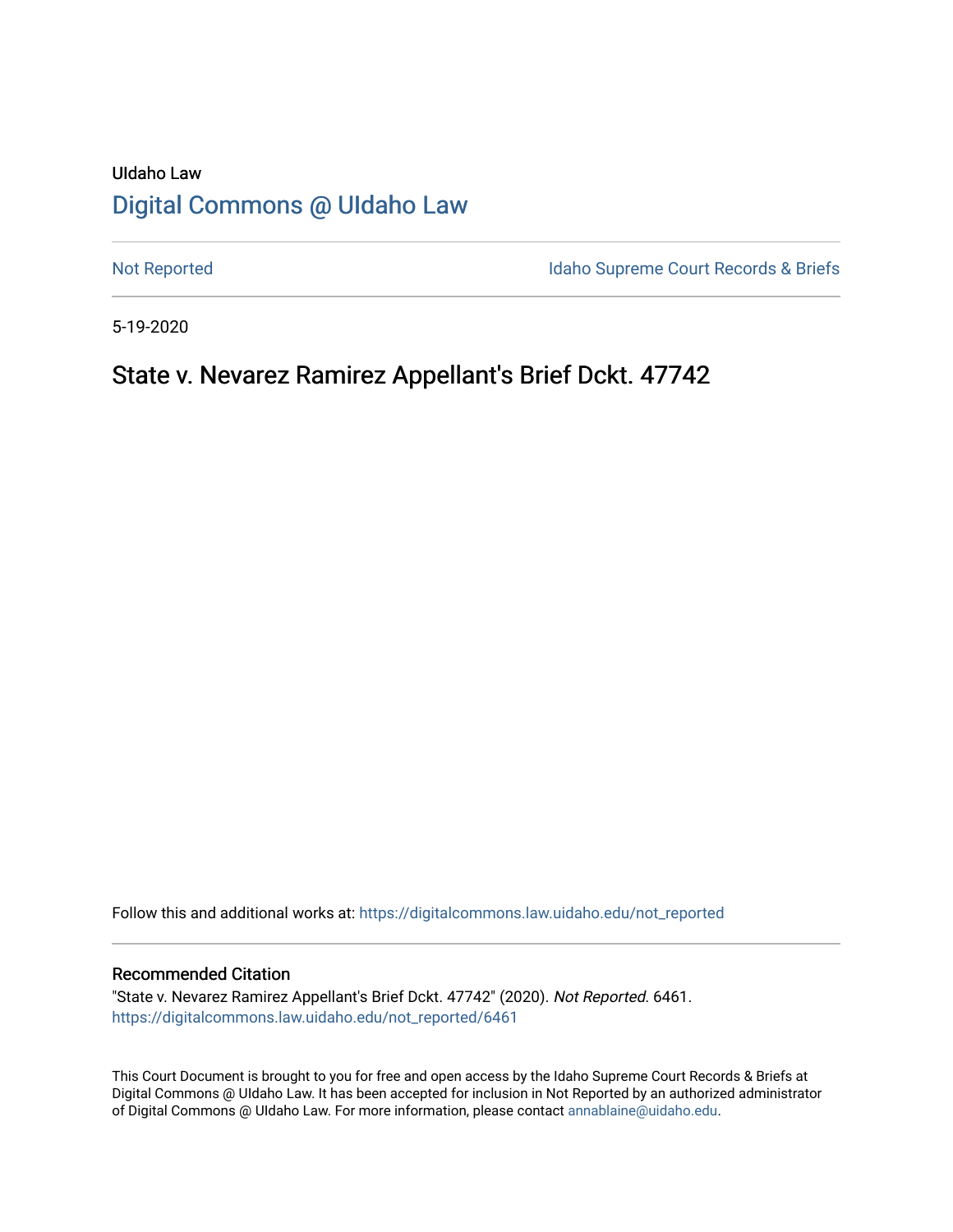UIdaho Law

# Digital Commons @ UIdaho Law

Not Reported

Idaho Supreme Court Records & Briefs

5-19-2020

## State v. Nevarez Ramirez Appellant's Brief Dckt. 47742

Follow this and additional works at: https://digitalcommons.law.uidaho.edu/not_reported

### Recommended Citation

"State v. Nevarez Ramirez Appellant's Brief Dckt. 47742" (2020). *Not Reported*. 6461.
https://digitalcommons.law.uidaho.edu/not_reported/6461

This Court Document is brought to you for free and open access by the Idaho Supreme Court Records & Briefs at Digital Commons @ UIdaho Law. It has been accepted for inclusion in Not Reported by an authorized administrator of Digital Commons @ UIdaho Law. For more information, please contact annablaine@uidaho.edu.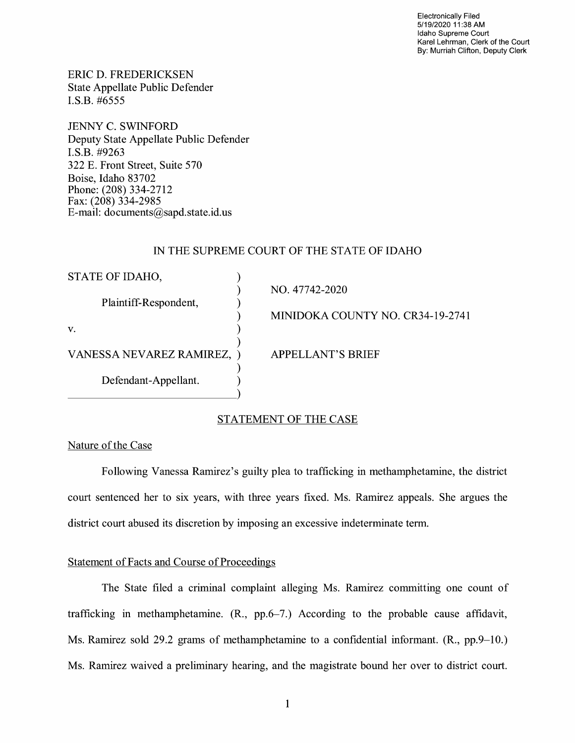Electronically Filed
5/19/2020 11:38 AM
Idaho Supreme Court
Karel Lehrman, Clerk of the Court
By: Murriah Clifton, Deputy Clerk

ERIC D. FREDERICKSEN
State Appellate Public Defender
I.S.B. #6555

JENNY C. SWINFORD
Deputy State Appellate Public Defender
I.S.B. #9263
322 E. Front Street, Suite 570
Boise, Idaho 83702
Phone: (208) 334-2712
Fax: (208) 334-2985
E-mail: documents@sapd.state.id.us

IN THE SUPREME COURT OF THE STATE OF IDAHO

| | |
|---|---|
| STATE OF IDAHO, | NO. 47742-2020 |
| Plaintiff-Respondent, | MINIDOKA COUNTY NO. CR34-19-2741 |
| v. | |
| VANESSA NEVAREZ RAMIREZ, | APPELLANT'S BRIEF |
| Defendant-Appellant. | |

## STATEMENT OF THE CASE

### Nature of the Case

Following Vanessa Ramirez's guilty plea to trafficking in methamphetamine, the district court sentenced her to six years, with three years fixed. Ms. Ramirez appeals. She argues the district court abused its discretion by imposing an excessive indeterminate term.

### Statement of Facts and Course of Proceedings

The State filed a criminal complaint alleging Ms. Ramirez committing one count of trafficking in methamphetamine. (R., pp.6–7.) According to the probable cause affidavit, Ms. Ramirez sold 29.2 grams of methamphetamine to a confidential informant. (R., pp.9–10.) Ms. Ramirez waived a preliminary hearing, and the magistrate bound her over to district court.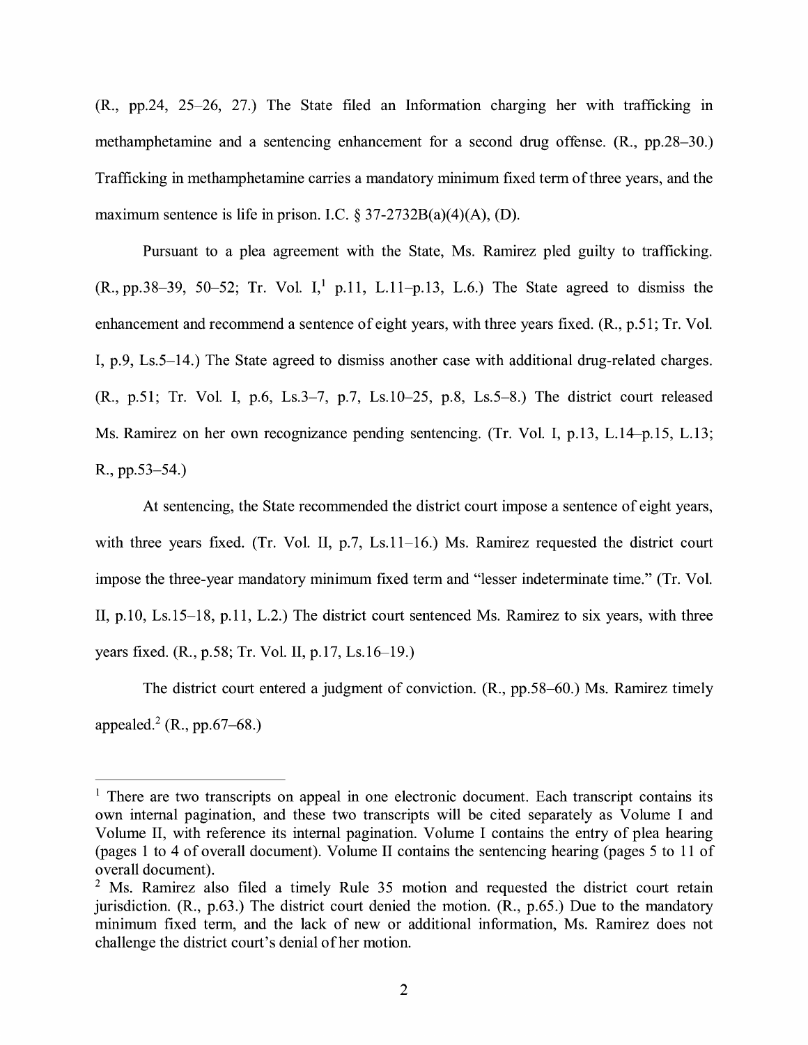(R., pp.24, 25–26, 27.) The State filed an Information charging her with trafficking in methamphetamine and a sentencing enhancement for a second drug offense. (R., pp.28–30.) Trafficking in methamphetamine carries a mandatory minimum fixed term of three years, and the maximum sentence is life in prison. I.C. § 37-2732B(a)(4)(A), (D).

Pursuant to a plea agreement with the State, Ms. Ramirez pled guilty to trafficking. (R., pp.38–39, 50–52; Tr. Vol. I,[1] p.11, L.11–p.13, L.6.) The State agreed to dismiss the enhancement and recommend a sentence of eight years, with three years fixed. (R., p.51; Tr. Vol. I, p.9, Ls.5–14.) The State agreed to dismiss another case with additional drug-related charges. (R., p.51; Tr. Vol. I, p.6, Ls.3–7, p.7, Ls.10–25, p.8, Ls.5–8.) The district court released Ms. Ramirez on her own recognizance pending sentencing. (Tr. Vol. I, p.13, L.14–p.15, L.13; R., pp.53–54.)

At sentencing, the State recommended the district court impose a sentence of eight years, with three years fixed. (Tr. Vol. II, p.7, Ls.11–16.) Ms. Ramirez requested the district court impose the three-year mandatory minimum fixed term and "lesser indeterminate time." (Tr. Vol. II, p.10, Ls.15–18, p.11, L.2.) The district court sentenced Ms. Ramirez to six years, with three years fixed. (R., p.58; Tr. Vol. II, p.17, Ls.16–19.)

The district court entered a judgment of conviction. (R., pp.58–60.) Ms. Ramirez timely appealed.[2] (R., pp.67–68.)

---

[1] There are two transcripts on appeal in one electronic document. Each transcript contains its own internal pagination, and these two transcripts will be cited separately as Volume I and Volume II, with reference its internal pagination. Volume I contains the entry of plea hearing (pages 1 to 4 of overall document). Volume II contains the sentencing hearing (pages 5 to 11 of overall document).

[2] Ms. Ramirez also filed a timely Rule 35 motion and requested the district court retain jurisdiction. (R., p.63.) The district court denied the motion. (R., p.65.) Due to the mandatory minimum fixed term, and the lack of new or additional information, Ms. Ramirez does not challenge the district court's denial of her motion.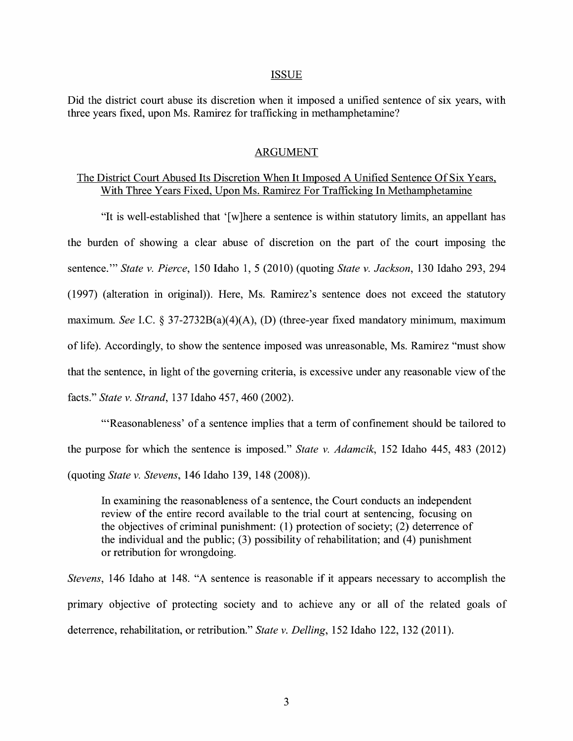## ISSUE

Did the district court abuse its discretion when it imposed a unified sentence of six years, with three years fixed, upon Ms. Ramirez for trafficking in methamphetamine?

## ARGUMENT

### The District Court Abused Its Discretion When It Imposed A Unified Sentence Of Six Years, With Three Years Fixed, Upon Ms. Ramirez For Trafficking In Methamphetamine

"It is well-established that '[w]here a sentence is within statutory limits, an appellant has the burden of showing a clear abuse of discretion on the part of the court imposing the sentence.'" *State v. Pierce*, 150 Idaho 1, 5 (2010) (quoting *State v. Jackson*, 130 Idaho 293, 294 (1997) (alteration in original)). Here, Ms. Ramirez's sentence does not exceed the statutory maximum. *See* I.C. § 37-2732B(a)(4)(A), (D) (three-year fixed mandatory minimum, maximum of life). Accordingly, to show the sentence imposed was unreasonable, Ms. Ramirez "must show that the sentence, in light of the governing criteria, is excessive under any reasonable view of the facts." *State v. Strand*, 137 Idaho 457, 460 (2002).

"'Reasonableness' of a sentence implies that a term of confinement should be tailored to the purpose for which the sentence is imposed." *State v. Adamcik*, 152 Idaho 445, 483 (2012) (quoting *State v. Stevens*, 146 Idaho 139, 148 (2008)).

> In examining the reasonableness of a sentence, the Court conducts an independent review of the entire record available to the trial court at sentencing, focusing on the objectives of criminal punishment: (1) protection of society; (2) deterrence of the individual and the public; (3) possibility of rehabilitation; and (4) punishment or retribution for wrongdoing.

*Stevens*, 146 Idaho at 148. "A sentence is reasonable if it appears necessary to accomplish the primary objective of protecting society and to achieve any or all of the related goals of deterrence, rehabilitation, or retribution." *State v. Delling*, 152 Idaho 122, 132 (2011).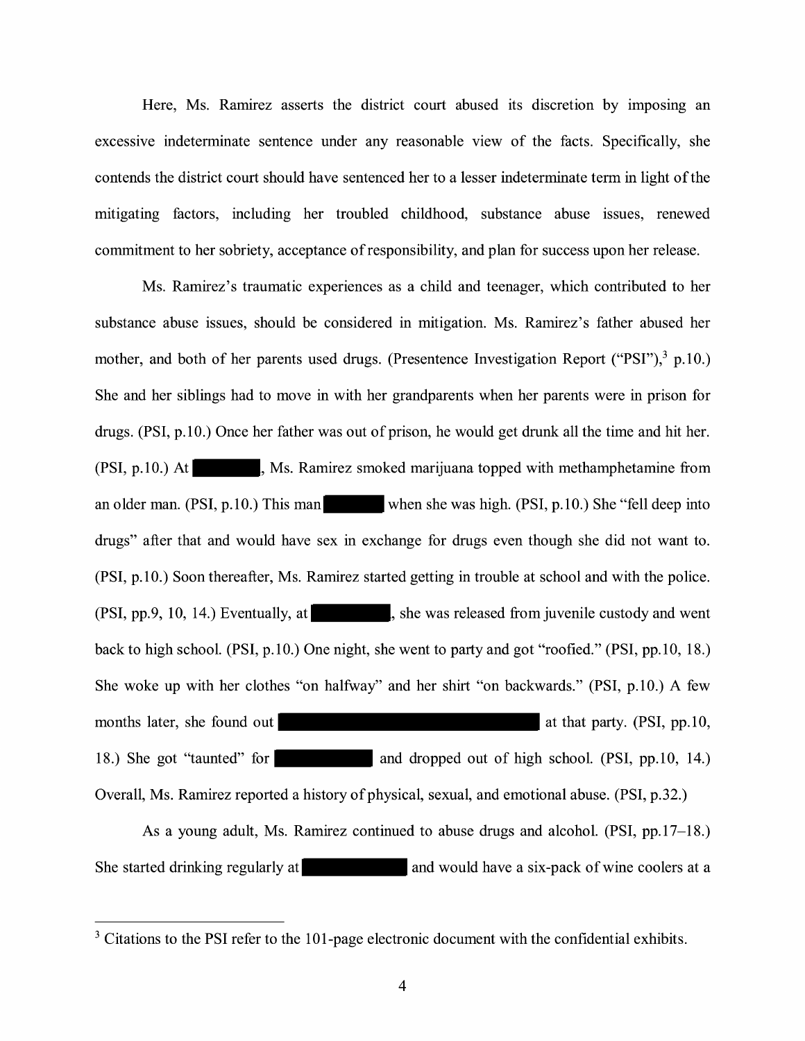Here, Ms. Ramirez asserts the district court abused its discretion by imposing an excessive indeterminate sentence under any reasonable view of the facts. Specifically, she contends the district court should have sentenced her to a lesser indeterminate term in light of the mitigating factors, including her troubled childhood, substance abuse issues, renewed commitment to her sobriety, acceptance of responsibility, and plan for success upon her release.

Ms. Ramirez's traumatic experiences as a child and teenager, which contributed to her substance abuse issues, should be considered in mitigation. Ms. Ramirez's father abused her mother, and both of her parents used drugs. (Presentence Investigation Report ("PSI"),[3] p.10.) She and her siblings had to move in with her grandparents when her parents were in prison for drugs. (PSI, p.10.) Once her father was out of prison, he would get drunk all the time and hit her. (PSI, p.10.) At [REDACTED], Ms. Ramirez smoked marijuana topped with methamphetamine from an older man. (PSI, p.10.) This man [REDACTED] when she was high. (PSI, p.10.) She "fell deep into drugs" after that and would have sex in exchange for drugs even though she did not want to. (PSI, p.10.) Soon thereafter, Ms. Ramirez started getting in trouble at school and with the police. (PSI, pp.9, 10, 14.) Eventually, at [REDACTED], she was released from juvenile custody and went back to high school. (PSI, p.10.) One night, she went to party and got "roofied." (PSI, pp.10, 18.) She woke up with her clothes "on halfway" and her shirt "on backwards." (PSI, p.10.) A few months later, she found out [REDACTED] at that party. (PSI, pp.10, 18.) She got "taunted" for [REDACTED] and dropped out of high school. (PSI, pp.10, 14.) Overall, Ms. Ramirez reported a history of physical, sexual, and emotional abuse. (PSI, p.32.)

As a young adult, Ms. Ramirez continued to abuse drugs and alcohol. (PSI, pp.17–18.) She started drinking regularly at [REDACTED] and would have a six-pack of wine coolers at a

---

[3] Citations to the PSI refer to the 101-page electronic document with the confidential exhibits.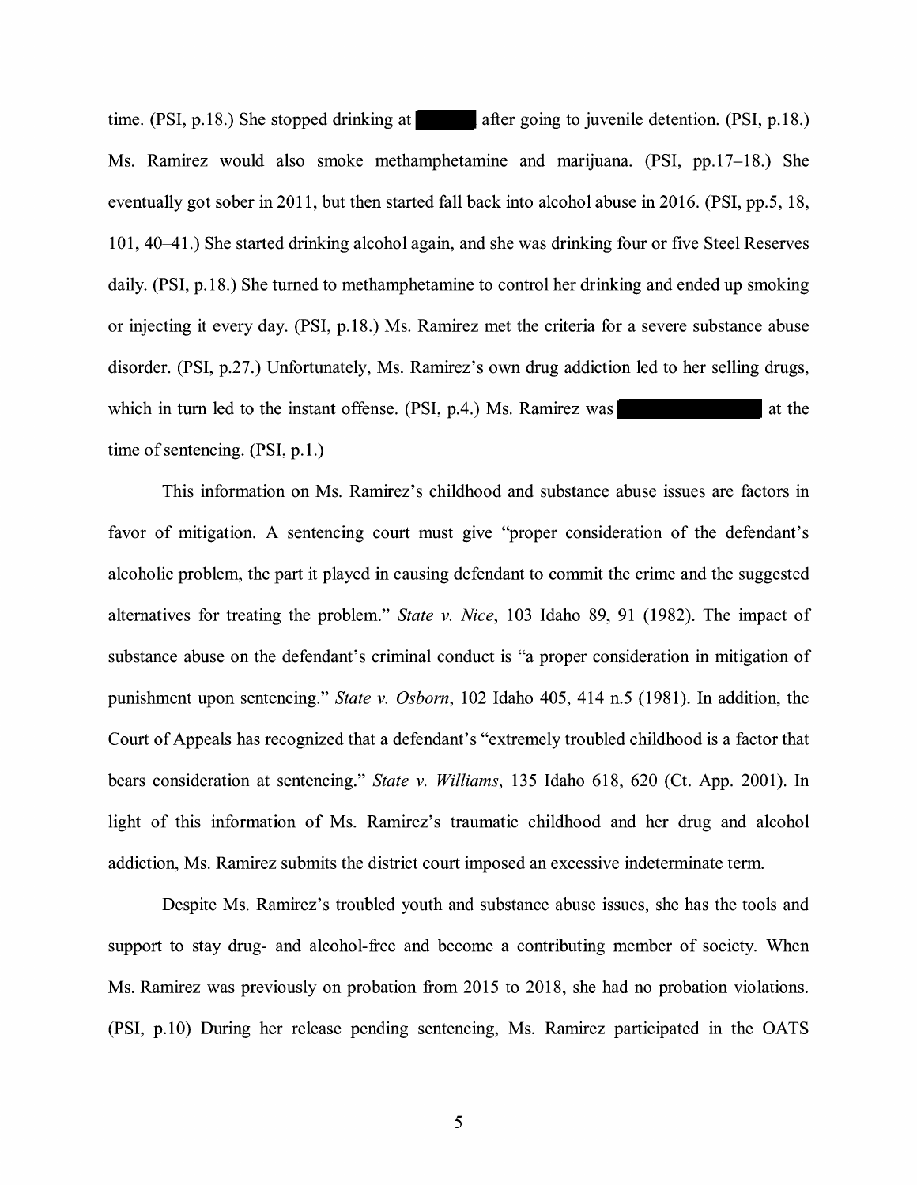time. (PSI, p.18.) She stopped drinking at ██████ after going to juvenile detention. (PSI, p.18.) Ms. Ramirez would also smoke methamphetamine and marijuana. (PSI, pp.17–18.) She eventually got sober in 2011, but then started fall back into alcohol abuse in 2016. (PSI, pp.5, 18, 101, 40–41.) She started drinking alcohol again, and she was drinking four or five Steel Reserves daily. (PSI, p.18.) She turned to methamphetamine to control her drinking and ended up smoking or injecting it every day. (PSI, p.18.) Ms. Ramirez met the criteria for a severe substance abuse disorder. (PSI, p.27.) Unfortunately, Ms. Ramirez's own drug addiction led to her selling drugs, which in turn led to the instant offense. (PSI, p.4.) Ms. Ramirez was ██████████████ at the time of sentencing. (PSI, p.1.)

This information on Ms. Ramirez's childhood and substance abuse issues are factors in favor of mitigation. A sentencing court must give "proper consideration of the defendant's alcoholic problem, the part it played in causing defendant to commit the crime and the suggested alternatives for treating the problem." *State v. Nice*, 103 Idaho 89, 91 (1982). The impact of substance abuse on the defendant's criminal conduct is "a proper consideration in mitigation of punishment upon sentencing." *State v. Osborn*, 102 Idaho 405, 414 n.5 (1981). In addition, the Court of Appeals has recognized that a defendant's "extremely troubled childhood is a factor that bears consideration at sentencing." *State v. Williams*, 135 Idaho 618, 620 (Ct. App. 2001). In light of this information of Ms. Ramirez's traumatic childhood and her drug and alcohol addiction, Ms. Ramirez submits the district court imposed an excessive indeterminate term.

Despite Ms. Ramirez's troubled youth and substance abuse issues, she has the tools and support to stay drug- and alcohol-free and become a contributing member of society. When Ms. Ramirez was previously on probation from 2015 to 2018, she had no probation violations. (PSI, p.10) During her release pending sentencing, Ms. Ramirez participated in the OATS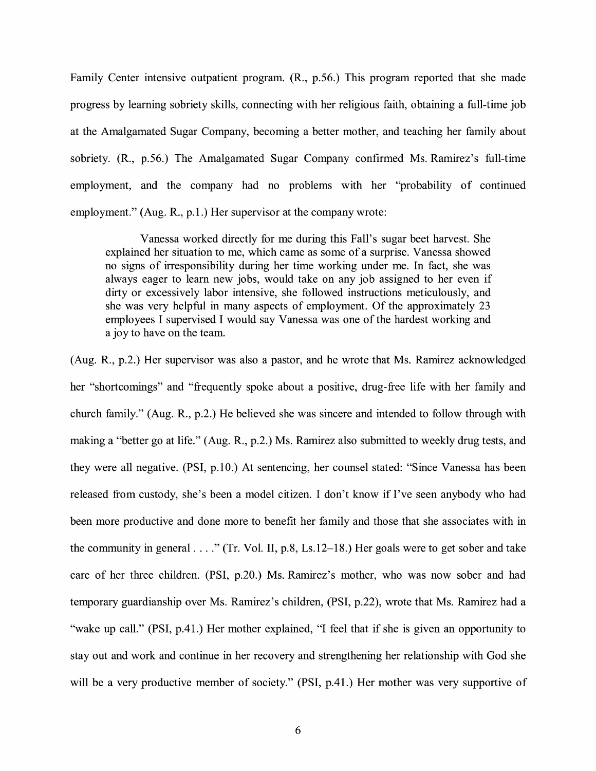Family Center intensive outpatient program. (R., p.56.) This program reported that she made progress by learning sobriety skills, connecting with her religious faith, obtaining a full-time job at the Amalgamated Sugar Company, becoming a better mother, and teaching her family about sobriety. (R., p.56.) The Amalgamated Sugar Company confirmed Ms. Ramirez's full-time employment, and the company had no problems with her "probability of continued employment." (Aug. R., p.1.) Her supervisor at the company wrote:

> Vanessa worked directly for me during this Fall's sugar beet harvest. She explained her situation to me, which came as some of a surprise. Vanessa showed no signs of irresponsibility during her time working under me. In fact, she was always eager to learn new jobs, would take on any job assigned to her even if dirty or excessively labor intensive, she followed instructions meticulously, and she was very helpful in many aspects of employment. Of the approximately 23 employees I supervised I would say Vanessa was one of the hardest working and a joy to have on the team.

(Aug. R., p.2.) Her supervisor was also a pastor, and he wrote that Ms. Ramirez acknowledged her "shortcomings" and "frequently spoke about a positive, drug-free life with her family and church family." (Aug. R., p.2.) He believed she was sincere and intended to follow through with making a "better go at life." (Aug. R., p.2.) Ms. Ramirez also submitted to weekly drug tests, and they were all negative. (PSI, p.10.) At sentencing, her counsel stated: "Since Vanessa has been released from custody, she's been a model citizen. I don't know if I've seen anybody who had been more productive and done more to benefit her family and those that she associates with in the community in general . . . ." (Tr. Vol. II, p.8, Ls.12–18.) Her goals were to get sober and take care of her three children. (PSI, p.20.) Ms. Ramirez's mother, who was now sober and had temporary guardianship over Ms. Ramirez's children, (PSI, p.22), wrote that Ms. Ramirez had a "wake up call." (PSI, p.41.) Her mother explained, "I feel that if she is given an opportunity to stay out and work and continue in her recovery and strengthening her relationship with God she will be a very productive member of society." (PSI, p.41.) Her mother was very supportive of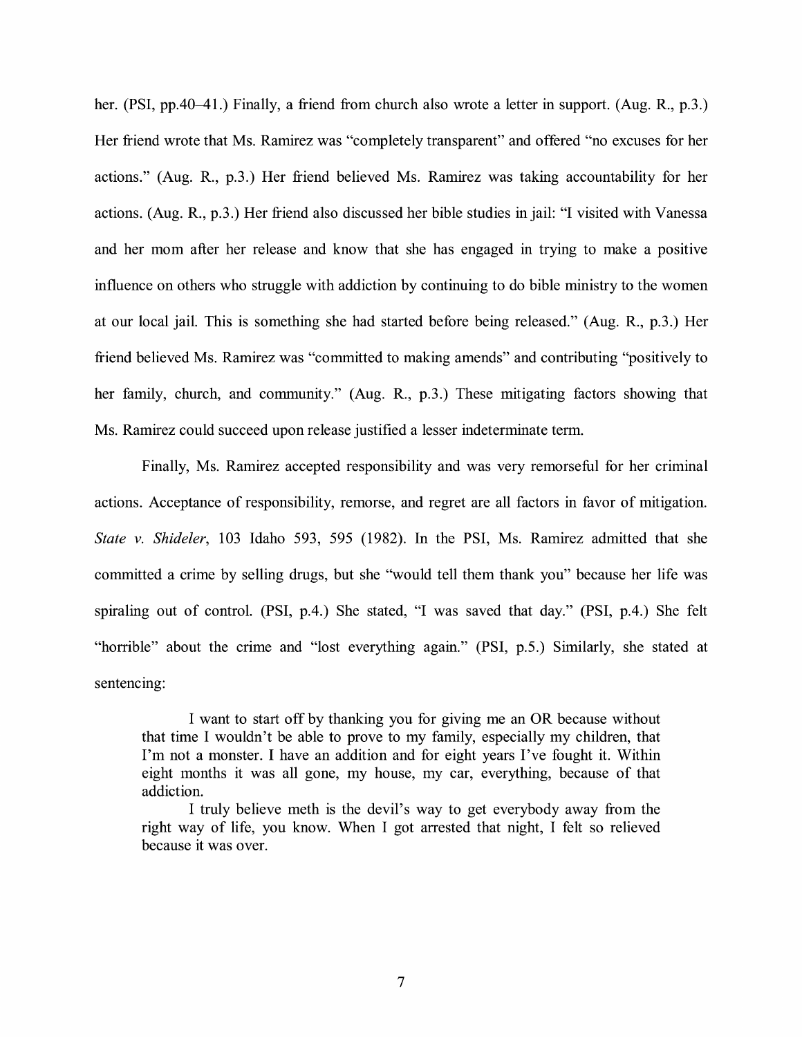her. (PSI, pp.40–41.) Finally, a friend from church also wrote a letter in support. (Aug. R., p.3.) Her friend wrote that Ms. Ramirez was "completely transparent" and offered "no excuses for her actions." (Aug. R., p.3.) Her friend believed Ms. Ramirez was taking accountability for her actions. (Aug. R., p.3.) Her friend also discussed her bible studies in jail: "I visited with Vanessa and her mom after her release and know that she has engaged in trying to make a positive influence on others who struggle with addiction by continuing to do bible ministry to the women at our local jail. This is something she had started before being released." (Aug. R., p.3.) Her friend believed Ms. Ramirez was "committed to making amends" and contributing "positively to her family, church, and community." (Aug. R., p.3.) These mitigating factors showing that Ms. Ramirez could succeed upon release justified a lesser indeterminate term.

Finally, Ms. Ramirez accepted responsibility and was very remorseful for her criminal actions. Acceptance of responsibility, remorse, and regret are all factors in favor of mitigation. *State v. Shideler*, 103 Idaho 593, 595 (1982). In the PSI, Ms. Ramirez admitted that she committed a crime by selling drugs, but she "would tell them thank you" because her life was spiraling out of control. (PSI, p.4.) She stated, "I was saved that day." (PSI, p.4.) She felt "horrible" about the crime and "lost everything again." (PSI, p.5.) Similarly, she stated at sentencing:

> I want to start off by thanking you for giving me an OR because without that time I wouldn't be able to prove to my family, especially my children, that I'm not a monster. I have an addition and for eight years I've fought it. Within eight months it was all gone, my house, my car, everything, because of that addiction.
>
> I truly believe meth is the devil's way to get everybody away from the right way of life, you know. When I got arrested that night, I felt so relieved because it was over.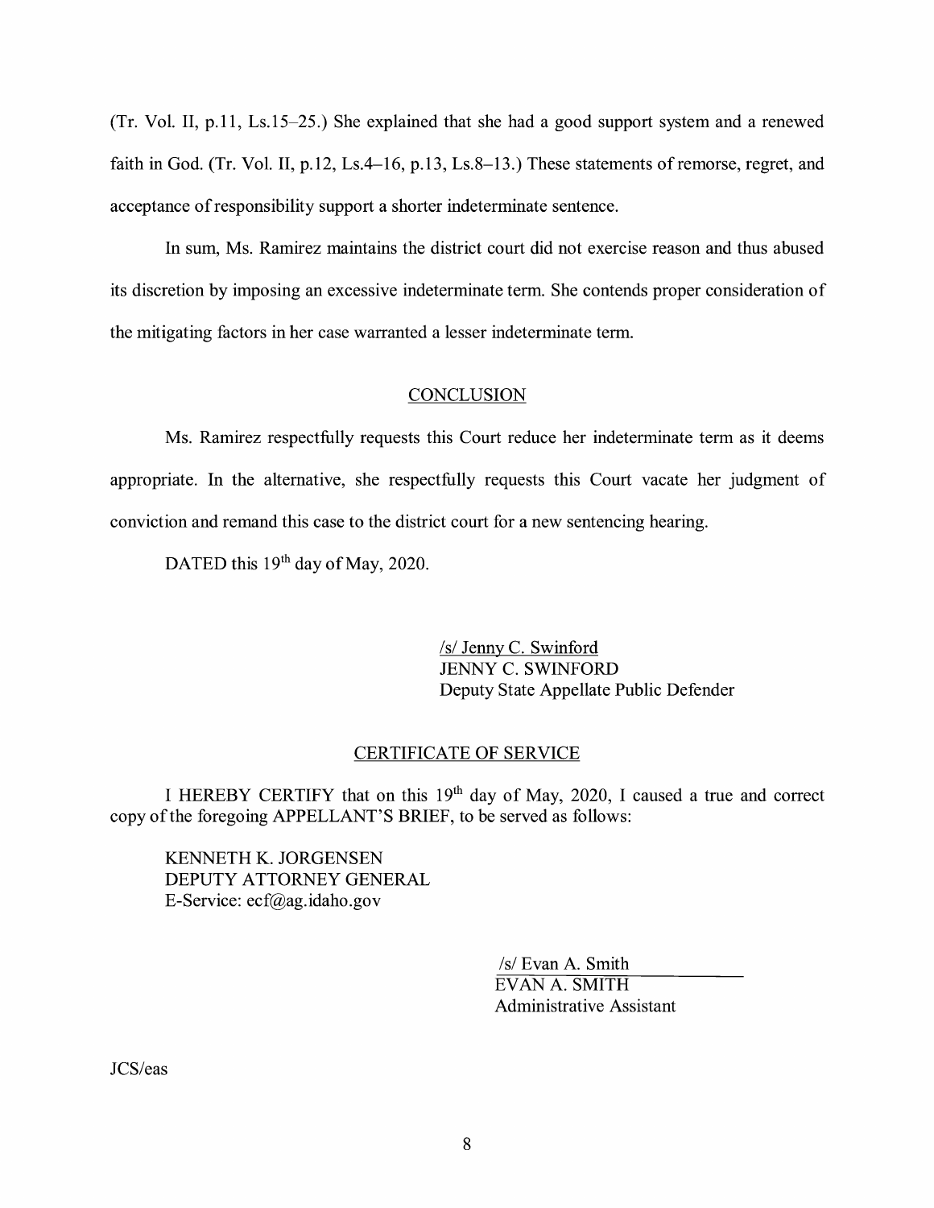(Tr. Vol. II, p.11, Ls.15–25.) She explained that she had a good support system and a renewed faith in God. (Tr. Vol. II, p.12, Ls.4–16, p.13, Ls.8–13.) These statements of remorse, regret, and acceptance of responsibility support a shorter indeterminate sentence.

In sum, Ms. Ramirez maintains the district court did not exercise reason and thus abused its discretion by imposing an excessive indeterminate term. She contends proper consideration of the mitigating factors in her case warranted a lesser indeterminate term.

## CONCLUSION

Ms. Ramirez respectfully requests this Court reduce her indeterminate term as it deems appropriate. In the alternative, she respectfully requests this Court vacate her judgment of conviction and remand this case to the district court for a new sentencing hearing.

DATED this 19th day of May, 2020.

/s/ Jenny C. Swinford
JENNY C. SWINFORD
Deputy State Appellate Public Defender

## CERTIFICATE OF SERVICE

I HEREBY CERTIFY that on this 19th day of May, 2020, I caused a true and correct copy of the foregoing APPELLANT'S BRIEF, to be served as follows:

KENNETH K. JORGENSEN
DEPUTY ATTORNEY GENERAL
E-Service: ecf@ag.idaho.gov

/s/ Evan A. Smith
EVAN A. SMITH
Administrative Assistant

JCS/eas